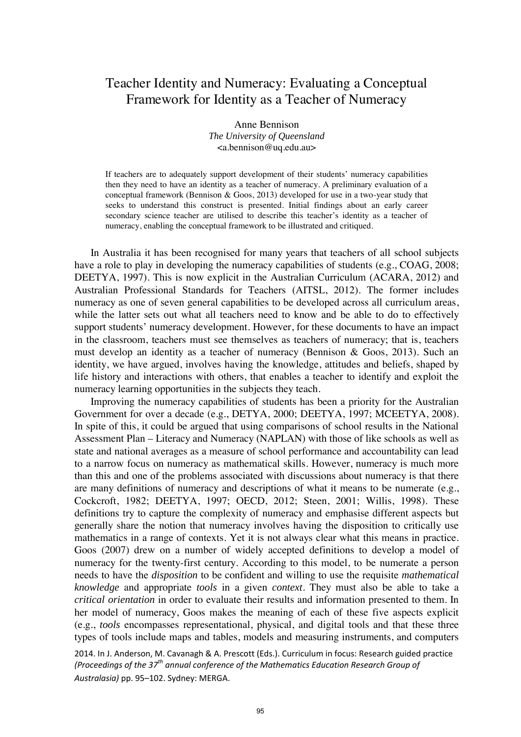# Teacher Identity and Numeracy: Evaluating a Conceptual Framework for Identity as a Teacher of Numeracy

Anne Bennison
*The University of Queensland*
<a.bennison@uq.edu.au>

If teachers are to adequately support development of their students' numeracy capabilities then they need to have an identity as a teacher of numeracy. A preliminary evaluation of a conceptual framework (Bennison & Goos, 2013) developed for use in a two-year study that seeks to understand this construct is presented. Initial findings about an early career secondary science teacher are utilised to describe this teacher's identity as a teacher of numeracy, enabling the conceptual framework to be illustrated and critiqued.

In Australia it has been recognised for many years that teachers of all school subjects have a role to play in developing the numeracy capabilities of students (e.g., COAG, 2008; DEETYA, 1997). This is now explicit in the Australian Curriculum (ACARA, 2012) and Australian Professional Standards for Teachers (AITSL, 2012). The former includes numeracy as one of seven general capabilities to be developed across all curriculum areas, while the latter sets out what all teachers need to know and be able to do to effectively support students' numeracy development. However, for these documents to have an impact in the classroom, teachers must see themselves as teachers of numeracy; that is, teachers must develop an identity as a teacher of numeracy (Bennison & Goos, 2013). Such an identity, we have argued, involves having the knowledge, attitudes and beliefs, shaped by life history and interactions with others, that enables a teacher to identify and exploit the numeracy learning opportunities in the subjects they teach.

Improving the numeracy capabilities of students has been a priority for the Australian Government for over a decade (e.g., DETYA, 2000; DEETYA, 1997; MCEETYA, 2008). In spite of this, it could be argued that using comparisons of school results in the National Assessment Plan – Literacy and Numeracy (NAPLAN) with those of like schools as well as state and national averages as a measure of school performance and accountability can lead to a narrow focus on numeracy as mathematical skills. However, numeracy is much more than this and one of the problems associated with discussions about numeracy is that there are many definitions of numeracy and descriptions of what it means to be numerate (e.g., Cockcroft, 1982; DEETYA, 1997; OECD, 2012; Steen, 2001; Willis, 1998). These definitions try to capture the complexity of numeracy and emphasise different aspects but generally share the notion that numeracy involves having the disposition to critically use mathematics in a range of contexts. Yet it is not always clear what this means in practice. Goos (2007) drew on a number of widely accepted definitions to develop a model of numeracy for the twenty-first century. According to this model, to be numerate a person needs to have the *disposition* to be confident and willing to use the requisite *mathematical knowledge* and appropriate *tools* in a given *context*. They must also be able to take a *critical orientation* in order to evaluate their results and information presented to them. In her model of numeracy, Goos makes the meaning of each of these five aspects explicit (e.g., *tools* encompasses representational, physical, and digital tools and that these three types of tools include maps and tables, models and measuring instruments, and computers

2014. In J. Anderson, M. Cavanagh & A. Prescott (Eds.). Curriculum in focus: Research guided practice *(Proceedings of the 37th annual conference of the Mathematics Education Research Group of Australasia)* pp. 95–102. Sydney: MERGA.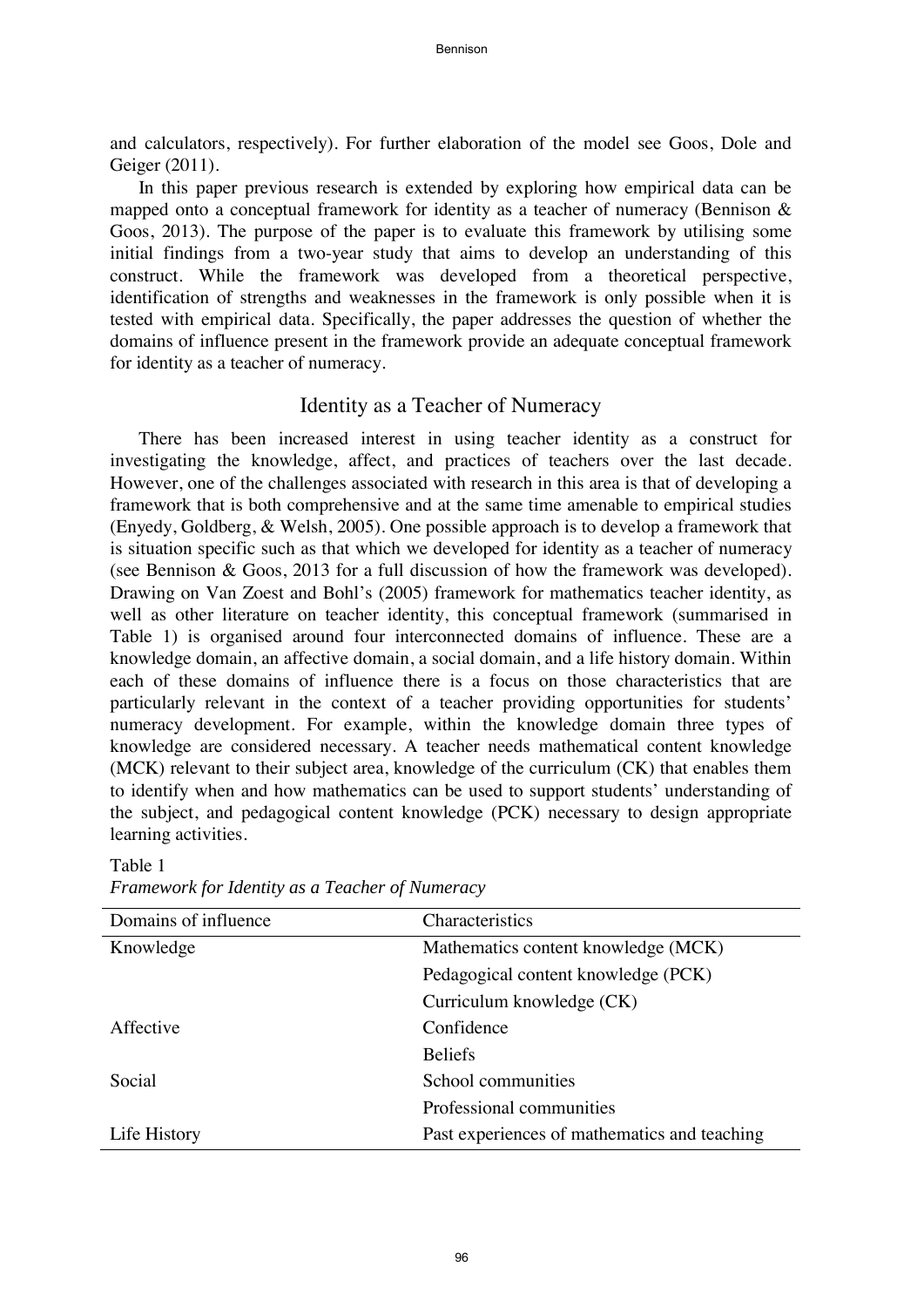and calculators, respectively). For further elaboration of the model see Goos, Dole and Geiger (2011).

In this paper previous research is extended by exploring how empirical data can be mapped onto a conceptual framework for identity as a teacher of numeracy (Bennison & Goos, 2013). The purpose of the paper is to evaluate this framework by utilising some initial findings from a two-year study that aims to develop an understanding of this construct. While the framework was developed from a theoretical perspective, identification of strengths and weaknesses in the framework is only possible when it is tested with empirical data. Specifically, the paper addresses the question of whether the domains of influence present in the framework provide an adequate conceptual framework for identity as a teacher of numeracy.

## Identity as a Teacher of Numeracy

There has been increased interest in using teacher identity as a construct for investigating the knowledge, affect, and practices of teachers over the last decade. However, one of the challenges associated with research in this area is that of developing a framework that is both comprehensive and at the same time amenable to empirical studies (Enyedy, Goldberg, & Welsh, 2005). One possible approach is to develop a framework that is situation specific such as that which we developed for identity as a teacher of numeracy (see Bennison & Goos, 2013 for a full discussion of how the framework was developed). Drawing on Van Zoest and Bohl's (2005) framework for mathematics teacher identity, as well as other literature on teacher identity, this conceptual framework (summarised in Table 1) is organised around four interconnected domains of influence. These are a knowledge domain, an affective domain, a social domain, and a life history domain. Within each of these domains of influence there is a focus on those characteristics that are particularly relevant in the context of a teacher providing opportunities for students' numeracy development. For example, within the knowledge domain three types of knowledge are considered necessary. A teacher needs mathematical content knowledge (MCK) relevant to their subject area, knowledge of the curriculum (CK) that enables them to identify when and how mathematics can be used to support students' understanding of the subject, and pedagogical content knowledge (PCK) necessary to design appropriate learning activities.

Table 1
*Framework for Identity as a Teacher of Numeracy*

| Domains of influence | Characteristics |
|---|---|
| Knowledge | Mathematics content knowledge (MCK) |
| | Pedagogical content knowledge (PCK) |
| | Curriculum knowledge (CK) |
| Affective | Confidence |
| | Beliefs |
| Social | School communities |
| | Professional communities |
| Life History | Past experiences of mathematics and teaching |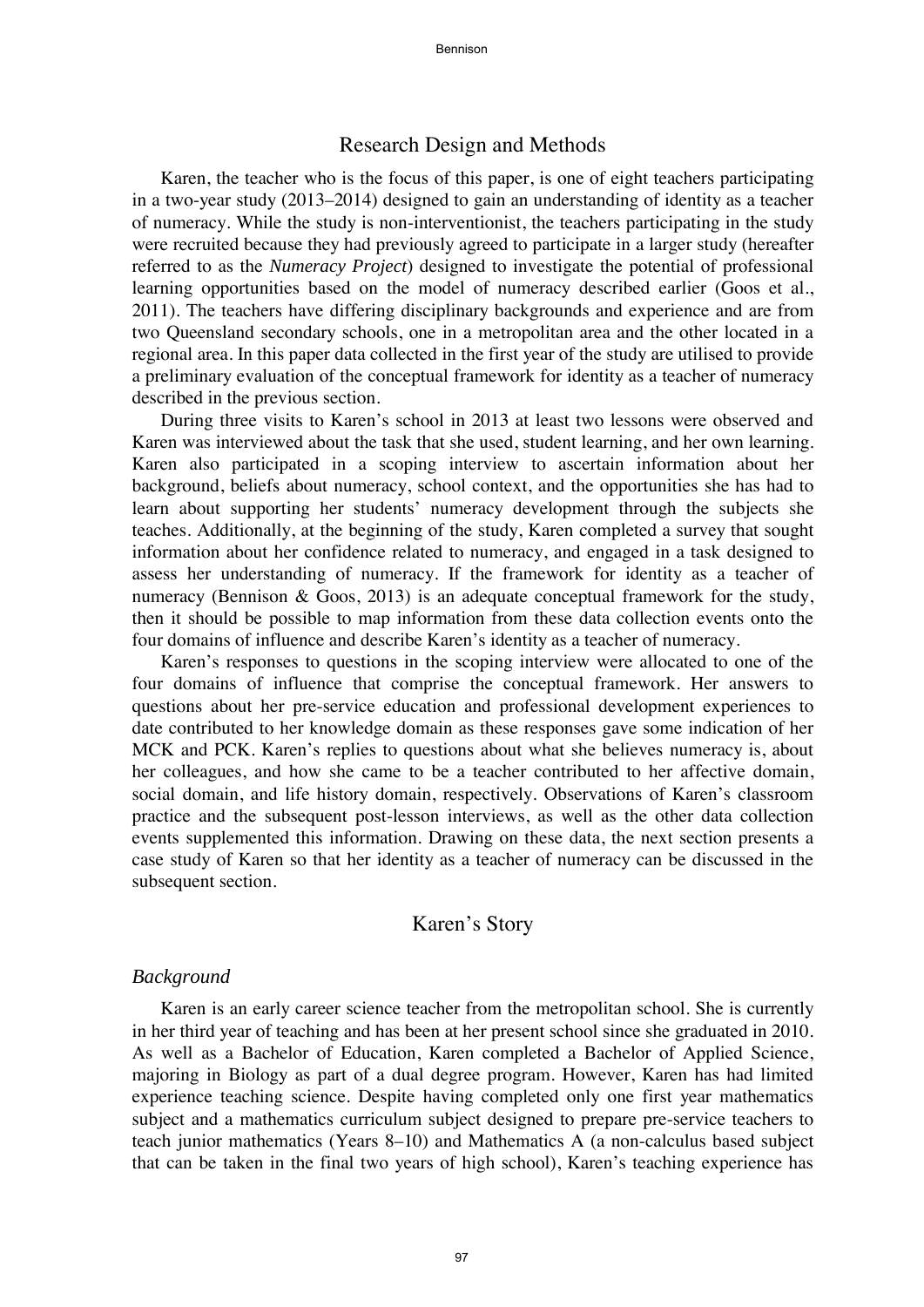## Research Design and Methods

Karen, the teacher who is the focus of this paper, is one of eight teachers participating in a two-year study (2013–2014) designed to gain an understanding of identity as a teacher of numeracy. While the study is non-interventionist, the teachers participating in the study were recruited because they had previously agreed to participate in a larger study (hereafter referred to as the *Numeracy Project*) designed to investigate the potential of professional learning opportunities based on the model of numeracy described earlier (Goos et al., 2011). The teachers have differing disciplinary backgrounds and experience and are from two Queensland secondary schools, one in a metropolitan area and the other located in a regional area. In this paper data collected in the first year of the study are utilised to provide a preliminary evaluation of the conceptual framework for identity as a teacher of numeracy described in the previous section.

During three visits to Karen's school in 2013 at least two lessons were observed and Karen was interviewed about the task that she used, student learning, and her own learning. Karen also participated in a scoping interview to ascertain information about her background, beliefs about numeracy, school context, and the opportunities she has had to learn about supporting her students' numeracy development through the subjects she teaches. Additionally, at the beginning of the study, Karen completed a survey that sought information about her confidence related to numeracy, and engaged in a task designed to assess her understanding of numeracy. If the framework for identity as a teacher of numeracy (Bennison & Goos, 2013) is an adequate conceptual framework for the study, then it should be possible to map information from these data collection events onto the four domains of influence and describe Karen's identity as a teacher of numeracy.

Karen's responses to questions in the scoping interview were allocated to one of the four domains of influence that comprise the conceptual framework. Her answers to questions about her pre-service education and professional development experiences to date contributed to her knowledge domain as these responses gave some indication of her MCK and PCK. Karen's replies to questions about what she believes numeracy is, about her colleagues, and how she came to be a teacher contributed to her affective domain, social domain, and life history domain, respectively. Observations of Karen's classroom practice and the subsequent post-lesson interviews, as well as the other data collection events supplemented this information. Drawing on these data, the next section presents a case study of Karen so that her identity as a teacher of numeracy can be discussed in the subsequent section.

## Karen's Story

### *Background*

Karen is an early career science teacher from the metropolitan school. She is currently in her third year of teaching and has been at her present school since she graduated in 2010. As well as a Bachelor of Education, Karen completed a Bachelor of Applied Science, majoring in Biology as part of a dual degree program. However, Karen has had limited experience teaching science. Despite having completed only one first year mathematics subject and a mathematics curriculum subject designed to prepare pre-service teachers to teach junior mathematics (Years 8–10) and Mathematics A (a non-calculus based subject that can be taken in the final two years of high school), Karen's teaching experience has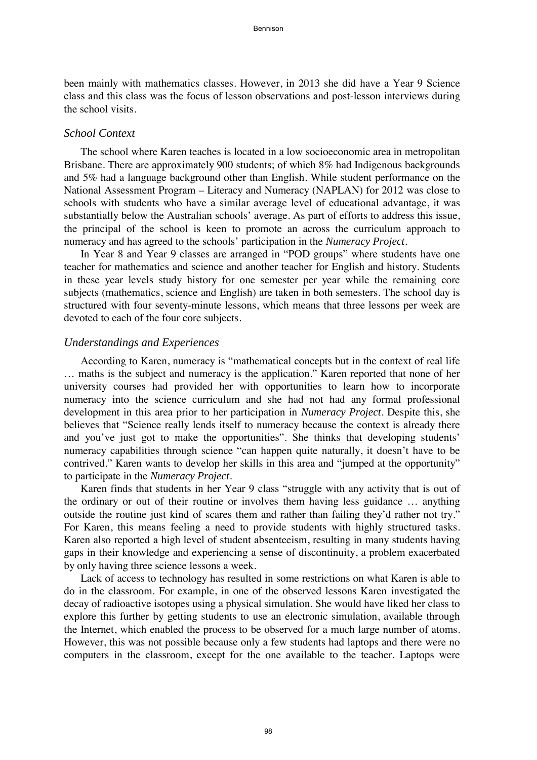been mainly with mathematics classes. However, in 2013 she did have a Year 9 Science class and this class was the focus of lesson observations and post-lesson interviews during the school visits.

### *School Context*

The school where Karen teaches is located in a low socioeconomic area in metropolitan Brisbane. There are approximately 900 students; of which 8% had Indigenous backgrounds and 5% had a language background other than English. While student performance on the National Assessment Program – Literacy and Numeracy (NAPLAN) for 2012 was close to schools with students who have a similar average level of educational advantage, it was substantially below the Australian schools' average. As part of efforts to address this issue, the principal of the school is keen to promote an across the curriculum approach to numeracy and has agreed to the schools' participation in the *Numeracy Project*.

In Year 8 and Year 9 classes are arranged in "POD groups" where students have one teacher for mathematics and science and another teacher for English and history. Students in these year levels study history for one semester per year while the remaining core subjects (mathematics, science and English) are taken in both semesters. The school day is structured with four seventy-minute lessons, which means that three lessons per week are devoted to each of the four core subjects.

### *Understandings and Experiences*

According to Karen, numeracy is "mathematical concepts but in the context of real life … maths is the subject and numeracy is the application." Karen reported that none of her university courses had provided her with opportunities to learn how to incorporate numeracy into the science curriculum and she had not had any formal professional development in this area prior to her participation in *Numeracy Project*. Despite this, she believes that "Science really lends itself to numeracy because the context is already there and you've just got to make the opportunities". She thinks that developing students' numeracy capabilities through science "can happen quite naturally, it doesn't have to be contrived." Karen wants to develop her skills in this area and "jumped at the opportunity" to participate in the *Numeracy Project*.

Karen finds that students in her Year 9 class "struggle with any activity that is out of the ordinary or out of their routine or involves them having less guidance … anything outside the routine just kind of scares them and rather than failing they'd rather not try." For Karen, this means feeling a need to provide students with highly structured tasks. Karen also reported a high level of student absenteeism, resulting in many students having gaps in their knowledge and experiencing a sense of discontinuity, a problem exacerbated by only having three science lessons a week.

Lack of access to technology has resulted in some restrictions on what Karen is able to do in the classroom. For example, in one of the observed lessons Karen investigated the decay of radioactive isotopes using a physical simulation. She would have liked her class to explore this further by getting students to use an electronic simulation, available through the Internet, which enabled the process to be observed for a much large number of atoms. However, this was not possible because only a few students had laptops and there were no computers in the classroom, except for the one available to the teacher. Laptops were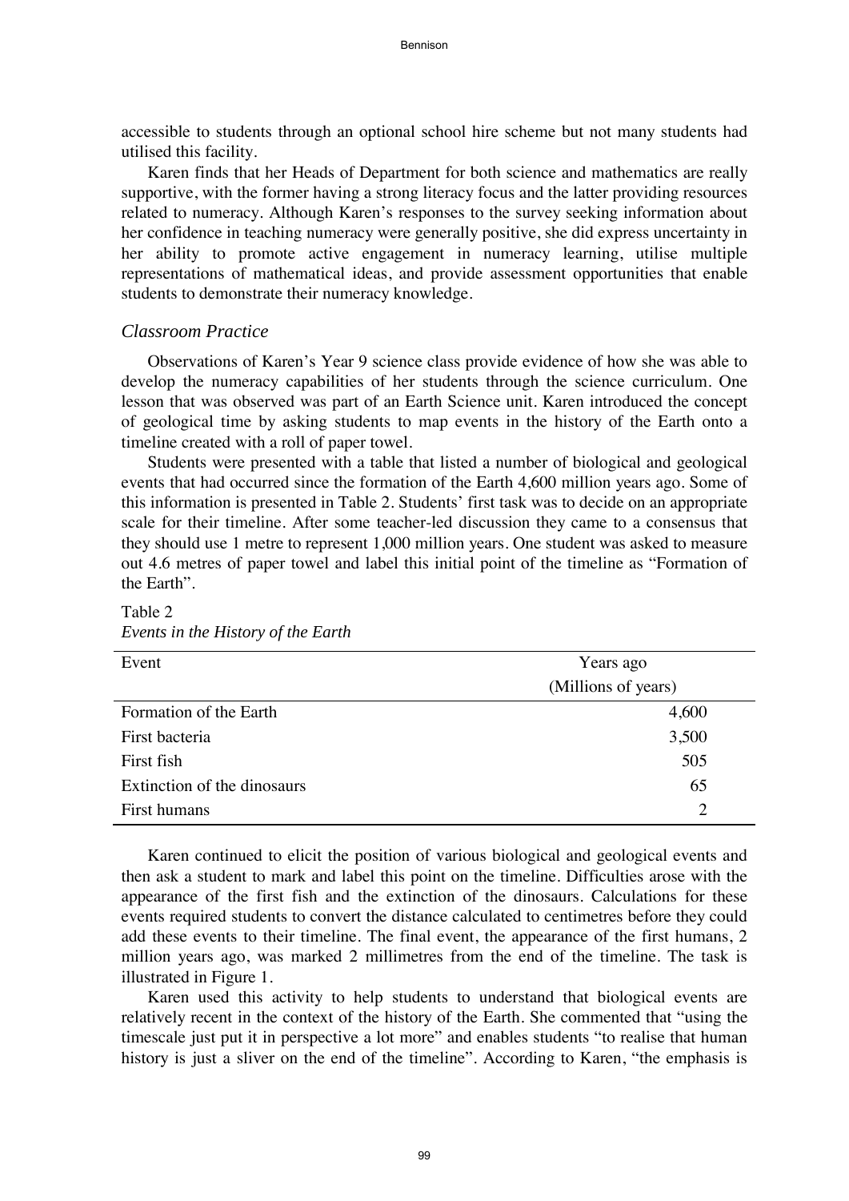accessible to students through an optional school hire scheme but not many students had utilised this facility.

Karen finds that her Heads of Department for both science and mathematics are really supportive, with the former having a strong literacy focus and the latter providing resources related to numeracy. Although Karen's responses to the survey seeking information about her confidence in teaching numeracy were generally positive, she did express uncertainty in her ability to promote active engagement in numeracy learning, utilise multiple representations of mathematical ideas, and provide assessment opportunities that enable students to demonstrate their numeracy knowledge.

### *Classroom Practice*

Observations of Karen's Year 9 science class provide evidence of how she was able to develop the numeracy capabilities of her students through the science curriculum. One lesson that was observed was part of an Earth Science unit. Karen introduced the concept of geological time by asking students to map events in the history of the Earth onto a timeline created with a roll of paper towel.

Students were presented with a table that listed a number of biological and geological events that had occurred since the formation of the Earth 4,600 million years ago. Some of this information is presented in Table 2. Students' first task was to decide on an appropriate scale for their timeline. After some teacher-led discussion they came to a consensus that they should use 1 metre to represent 1,000 million years. One student was asked to measure out 4.6 metres of paper towel and label this initial point of the timeline as "Formation of the Earth".

Table 2
*Events in the History of the Earth*

| Event | Years ago (Millions of years) |
|---|---|
| Formation of the Earth | 4,600 |
| First bacteria | 3,500 |
| First fish | 505 |
| Extinction of the dinosaurs | 65 |
| First humans | 2 |

Karen continued to elicit the position of various biological and geological events and then ask a student to mark and label this point on the timeline. Difficulties arose with the appearance of the first fish and the extinction of the dinosaurs. Calculations for these events required students to convert the distance calculated to centimetres before they could add these events to their timeline. The final event, the appearance of the first humans, 2 million years ago, was marked 2 millimetres from the end of the timeline. The task is illustrated in Figure 1.

Karen used this activity to help students to understand that biological events are relatively recent in the context of the history of the Earth. She commented that "using the timescale just put it in perspective a lot more" and enables students "to realise that human history is just a sliver on the end of the timeline". According to Karen, "the emphasis is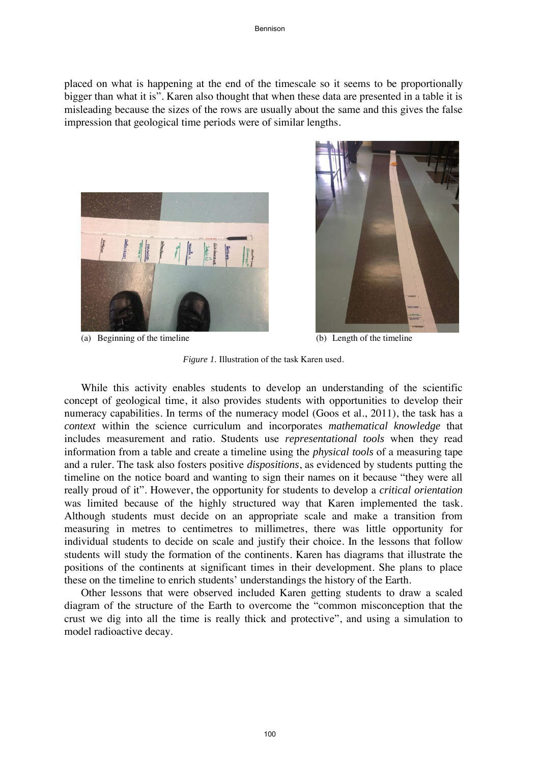placed on what is happening at the end of the timescale so it seems to be proportionally bigger than what it is". Karen also thought that when these data are presented in a table it is misleading because the sizes of the rows are usually about the same and this gives the false impression that geological time periods were of similar lengths.

(a) Beginning of the timeline

(b) Length of the timeline

*Figure 1.* Illustration of the task Karen used.

While this activity enables students to develop an understanding of the scientific concept of geological time, it also provides students with opportunities to develop their numeracy capabilities. In terms of the numeracy model (Goos et al., 2011), the task has a *context* within the science curriculum and incorporates *mathematical knowledge* that includes measurement and ratio. Students use *representational tools* when they read information from a table and create a timeline using the *physical tools* of a measuring tape and a ruler. The task also fosters positive *dispositions*, as evidenced by students putting the timeline on the notice board and wanting to sign their names on it because "they were all really proud of it". However, the opportunity for students to develop a *critical orientation* was limited because of the highly structured way that Karen implemented the task. Although students must decide on an appropriate scale and make a transition from measuring in metres to centimetres to millimetres, there was little opportunity for individual students to decide on scale and justify their choice. In the lessons that follow students will study the formation of the continents. Karen has diagrams that illustrate the positions of the continents at significant times in their development. She plans to place these on the timeline to enrich students' understandings the history of the Earth.

Other lessons that were observed included Karen getting students to draw a scaled diagram of the structure of the Earth to overcome the "common misconception that the crust we dig into all the time is really thick and protective", and using a simulation to model radioactive decay.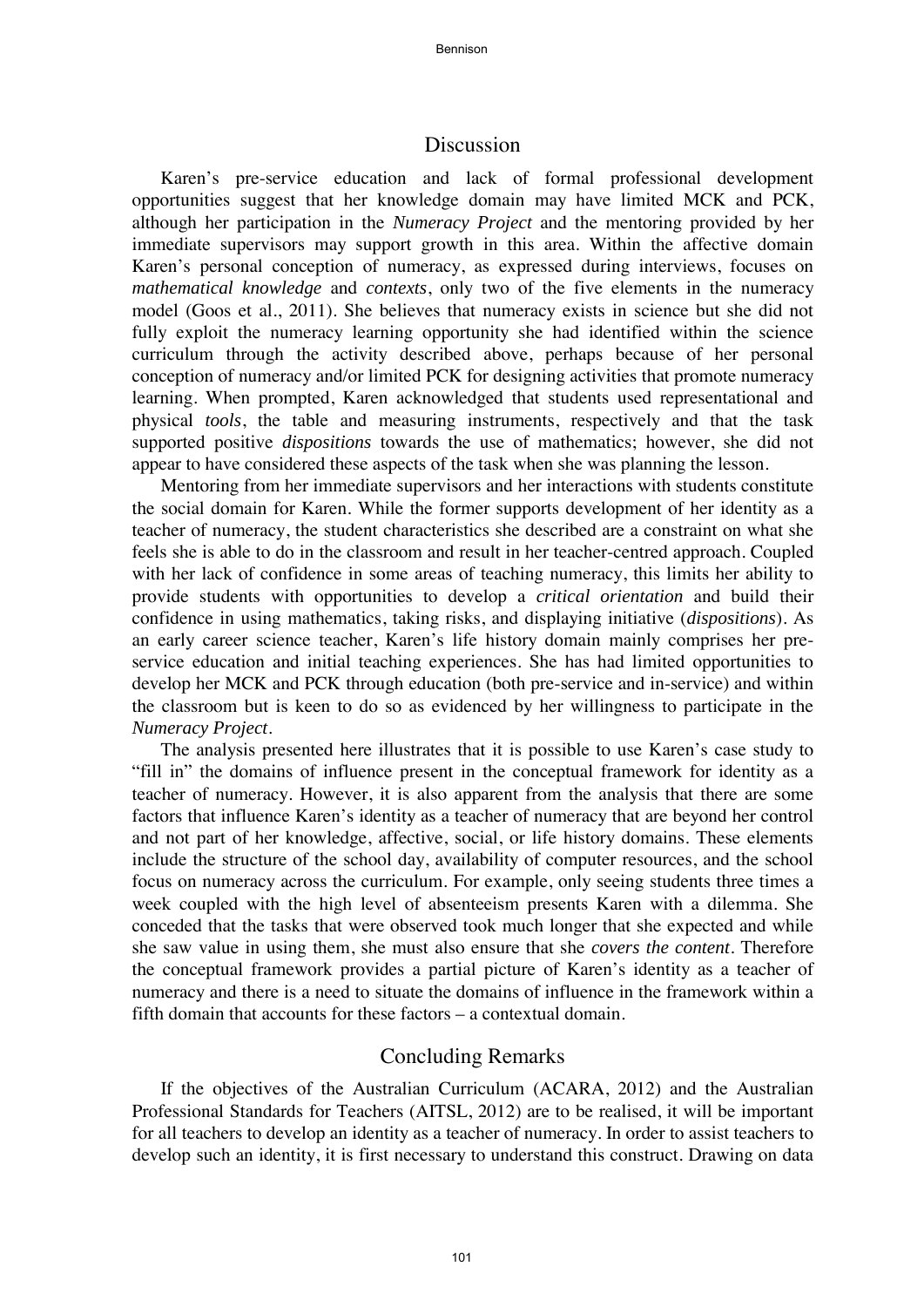## Discussion

Karen's pre-service education and lack of formal professional development opportunities suggest that her knowledge domain may have limited MCK and PCK, although her participation in the *Numeracy Project* and the mentoring provided by her immediate supervisors may support growth in this area. Within the affective domain Karen's personal conception of numeracy, as expressed during interviews, focuses on *mathematical knowledge* and *contexts*, only two of the five elements in the numeracy model (Goos et al., 2011). She believes that numeracy exists in science but she did not fully exploit the numeracy learning opportunity she had identified within the science curriculum through the activity described above, perhaps because of her personal conception of numeracy and/or limited PCK for designing activities that promote numeracy learning. When prompted, Karen acknowledged that students used representational and physical *tools*, the table and measuring instruments, respectively and that the task supported positive *dispositions* towards the use of mathematics; however, she did not appear to have considered these aspects of the task when she was planning the lesson.

Mentoring from her immediate supervisors and her interactions with students constitute the social domain for Karen. While the former supports development of her identity as a teacher of numeracy, the student characteristics she described are a constraint on what she feels she is able to do in the classroom and result in her teacher-centred approach. Coupled with her lack of confidence in some areas of teaching numeracy, this limits her ability to provide students with opportunities to develop a *critical orientation* and build their confidence in using mathematics, taking risks, and displaying initiative (*dispositions*). As an early career science teacher, Karen's life history domain mainly comprises her pre-service education and initial teaching experiences. She has had limited opportunities to develop her MCK and PCK through education (both pre-service and in-service) and within the classroom but is keen to do so as evidenced by her willingness to participate in the *Numeracy Project*.

The analysis presented here illustrates that it is possible to use Karen's case study to "fill in" the domains of influence present in the conceptual framework for identity as a teacher of numeracy. However, it is also apparent from the analysis that there are some factors that influence Karen's identity as a teacher of numeracy that are beyond her control and not part of her knowledge, affective, social, or life history domains. These elements include the structure of the school day, availability of computer resources, and the school focus on numeracy across the curriculum. For example, only seeing students three times a week coupled with the high level of absenteeism presents Karen with a dilemma. She conceded that the tasks that were observed took much longer that she expected and while she saw value in using them, she must also ensure that she *covers the content*. Therefore the conceptual framework provides a partial picture of Karen's identity as a teacher of numeracy and there is a need to situate the domains of influence in the framework within a fifth domain that accounts for these factors – a contextual domain.

## Concluding Remarks

If the objectives of the Australian Curriculum (ACARA, 2012) and the Australian Professional Standards for Teachers (AITSL, 2012) are to be realised, it will be important for all teachers to develop an identity as a teacher of numeracy. In order to assist teachers to develop such an identity, it is first necessary to understand this construct. Drawing on data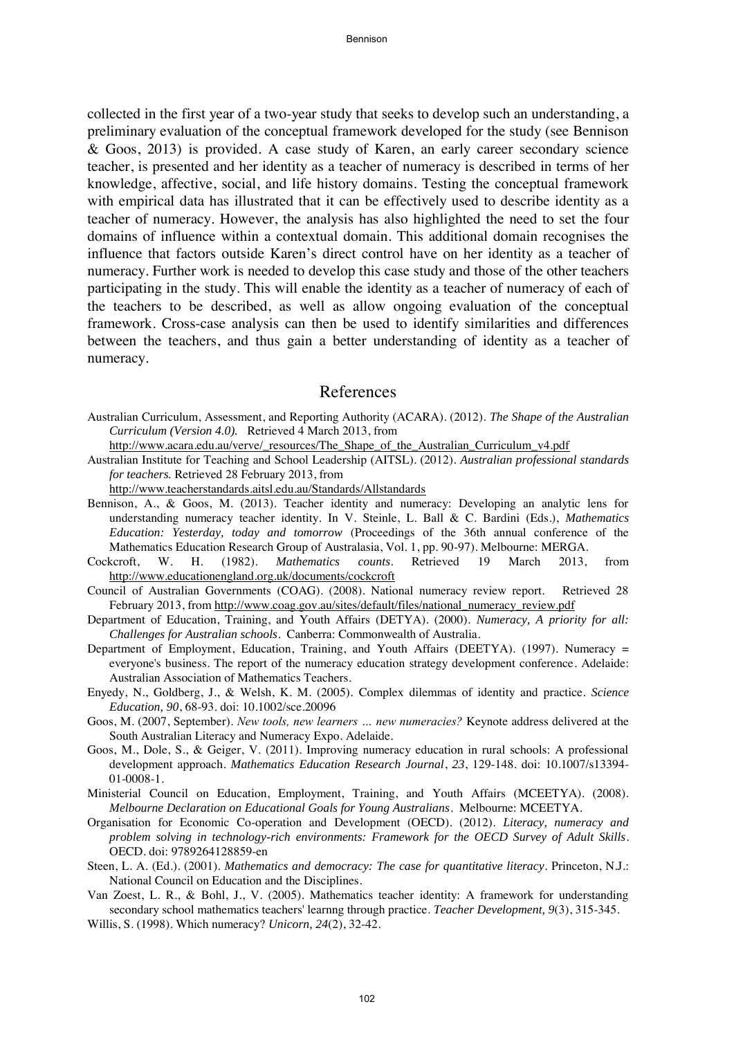collected in the first year of a two-year study that seeks to develop such an understanding, a preliminary evaluation of the conceptual framework developed for the study (see Bennison & Goos, 2013) is provided. A case study of Karen, an early career secondary science teacher, is presented and her identity as a teacher of numeracy is described in terms of her knowledge, affective, social, and life history domains. Testing the conceptual framework with empirical data has illustrated that it can be effectively used to describe identity as a teacher of numeracy. However, the analysis has also highlighted the need to set the four domains of influence within a contextual domain. This additional domain recognises the influence that factors outside Karen's direct control have on her identity as a teacher of numeracy. Further work is needed to develop this case study and those of the other teachers participating in the study. This will enable the identity as a teacher of numeracy of each of the teachers to be described, as well as allow ongoing evaluation of the conceptual framework. Cross-case analysis can then be used to identify similarities and differences between the teachers, and thus gain a better understanding of identity as a teacher of numeracy.

# References

Australian Curriculum, Assessment, and Reporting Authority (ACARA). (2012). *The Shape of the Australian Curriculum (Version 4.0).* Retrieved 4 March 2013, from http://www.acara.edu.au/verve/_resources/The_Shape_of_the_Australian_Curriculum_v4.pdf

Australian Institute for Teaching and School Leadership (AITSL). (2012). *Australian professional standards for teachers.* Retrieved 28 February 2013, from http://www.teacherstandards.aitsl.edu.au/Standards/Allstandards

Bennison, A., & Goos, M. (2013). Teacher identity and numeracy: Developing an analytic lens for understanding numeracy teacher identity. In V. Steinle, L. Ball & C. Bardini (Eds.), *Mathematics Education: Yesterday, today and tomorrow* (Proceedings of the 36th annual conference of the Mathematics Education Research Group of Australasia, Vol. 1, pp. 90-97). Melbourne: MERGA.

Cockcroft, W. H. (1982). *Mathematics counts*. Retrieved 19 March 2013, from http://www.educationengland.org.uk/documents/cockcroft

Council of Australian Governments (COAG). (2008). National numeracy review report. Retrieved 28 February 2013, from http://www.coag.gov.au/sites/default/files/national_numeracy_review.pdf

Department of Education, Training, and Youth Affairs (DETYA). (2000). *Numeracy, A priority for all: Challenges for Australian schools*. Canberra: Commonwealth of Australia.

Department of Employment, Education, Training, and Youth Affairs (DEETYA). (1997). Numeracy = everyone's business. The report of the numeracy education strategy development conference. Adelaide: Australian Association of Mathematics Teachers.

Enyedy, N., Goldberg, J., & Welsh, K. M. (2005). Complex dilemmas of identity and practice. *Science Education, 90*, 68-93. doi: 10.1002/sce.20096

Goos, M. (2007, September). *New tools, new learners ... new numeracies?* Keynote address delivered at the South Australian Literacy and Numeracy Expo. Adelaide.

Goos, M., Dole, S., & Geiger, V. (2011). Improving numeracy education in rural schools: A professional development approach. *Mathematics Education Research Journal*, *23*, 129-148. doi: 10.1007/s13394-01-0008-1.

Ministerial Council on Education, Employment, Training, and Youth Affairs (MCEETYA). (2008). *Melbourne Declaration on Educational Goals for Young Australians*. Melbourne: MCEETYA.

Organisation for Economic Co-operation and Development (OECD). (2012). *Literacy, numeracy and problem solving in technology-rich environments: Framework for the OECD Survey of Adult Skills*. OECD. doi: 9789264128859-en

Steen, L. A. (Ed.). (2001). *Mathematics and democracy: The case for quantitative literacy*. Princeton, N.J.: National Council on Education and the Disciplines.

Van Zoest, L. R., & Bohl, J., V. (2005). Mathematics teacher identity: A framework for understanding secondary school mathematics teachers' learnng through practice. *Teacher Development, 9*(3), 315-345.

Willis, S. (1998). Which numeracy? *Unicorn, 24*(2), 32-42.